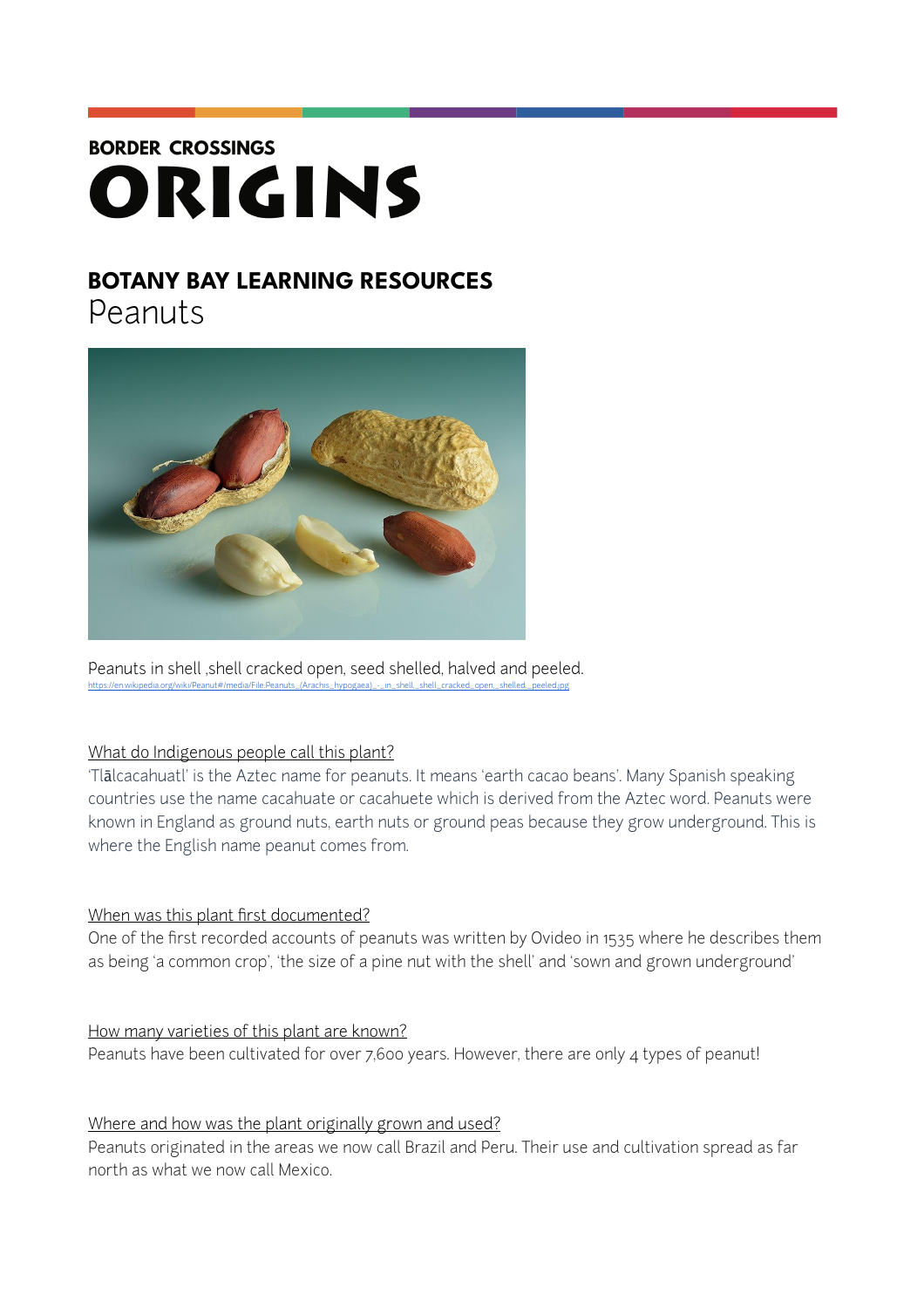**BORDER CROSSINGS**

# ORIGINS

## BOTANY BAY LEARNING RESOURCES

Peanuts

Peanuts in shell ,shell cracked open, seed shelled, halved and peeled.
https://en.wikipedia.org/wiki/Peanut#/media/File:Peanuts_(Arachis_hypogaea)_-_in_shell,_shell_cracked_open,_shelled,_peeled.jpg

### What do Indigenous people call this plant?

'Tlālcacahuatl' is the Aztec name for peanuts. It means 'earth cacao beans'. Many Spanish speaking countries use the name cacahuate or cacahuete which is derived from the Aztec word. Peanuts were known in England as ground nuts, earth nuts or ground peas because they grow underground. This is where the English name peanut comes from.

### When was this plant first documented?

One of the first recorded accounts of peanuts was written by Ovideo in 1535 where he describes them as being 'a common crop', 'the size of a pine nut with the shell' and 'sown and grown underground'

### How many varieties of this plant are known?

Peanuts have been cultivated for over 7,600 years. However, there are only 4 types of peanut!

### Where and how was the plant originally grown and used?

Peanuts originated in the areas we now call Brazil and Peru. Their use and cultivation spread as far north as what we now call Mexico.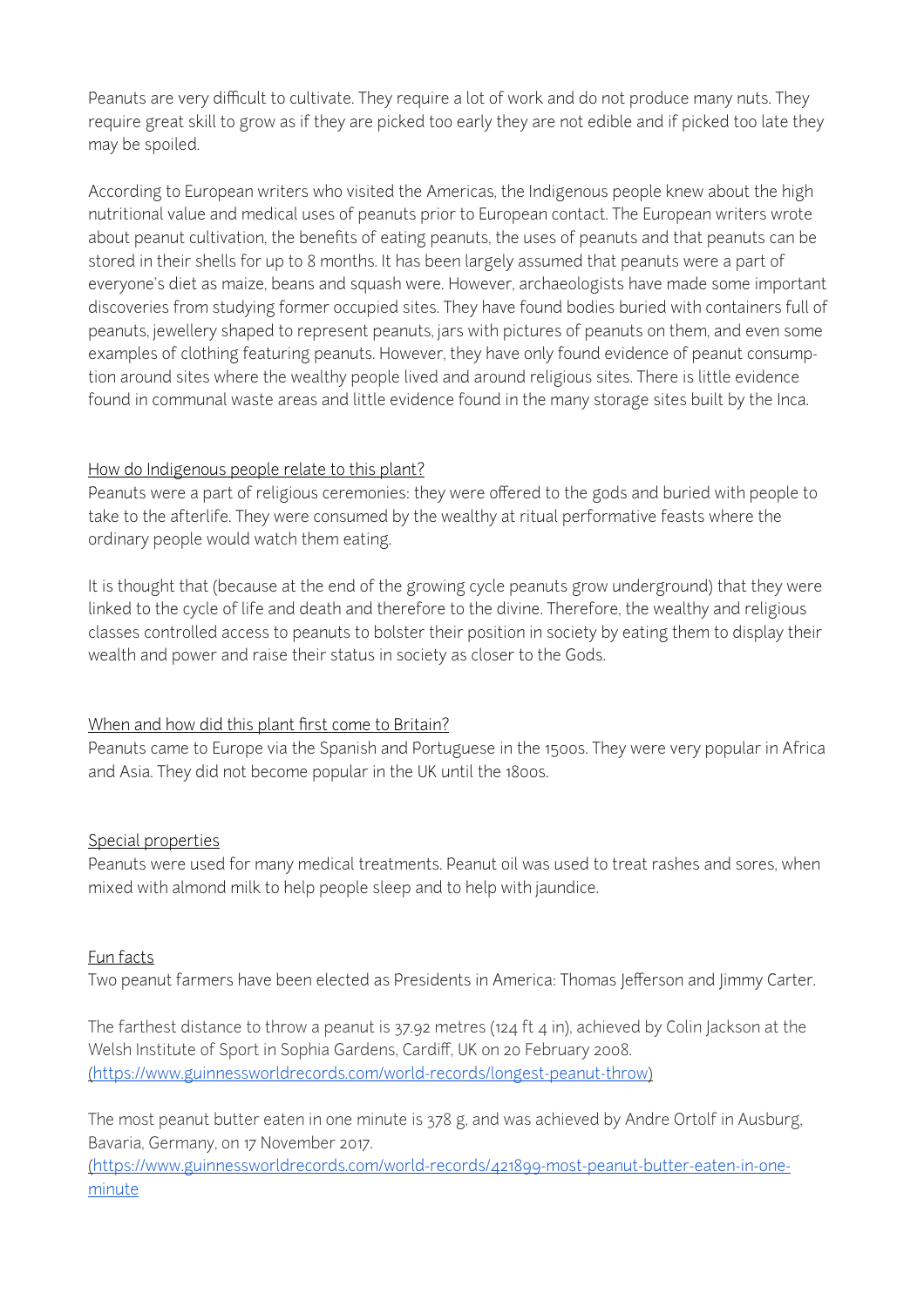Peanuts are very difficult to cultivate. They require a lot of work and do not produce many nuts. They require great skill to grow as if they are picked too early they are not edible and if picked too late they may be spoiled.

According to European writers who visited the Americas, the Indigenous people knew about the high nutritional value and medical uses of peanuts prior to European contact. The European writers wrote about peanut cultivation, the benefits of eating peanuts, the uses of peanuts and that peanuts can be stored in their shells for up to 8 months. It has been largely assumed that peanuts were a part of everyone's diet as maize, beans and squash were. However, archaeologists have made some important discoveries from studying former occupied sites. They have found bodies buried with containers full of peanuts, jewellery shaped to represent peanuts, jars with pictures of peanuts on them, and even some examples of clothing featuring peanuts. However, they have only found evidence of peanut consumption around sites where the wealthy people lived and around religious sites. There is little evidence found in communal waste areas and little evidence found in the many storage sites built by the Inca.

<u>How do Indigenous people relate to this plant?</u>

Peanuts were a part of religious ceremonies: they were offered to the gods and buried with people to take to the afterlife. They were consumed by the wealthy at ritual performative feasts where the ordinary people would watch them eating.

It is thought that (because at the end of the growing cycle peanuts grow underground) that they were linked to the cycle of life and death and therefore to the divine. Therefore, the wealthy and religious classes controlled access to peanuts to bolster their position in society by eating them to display their wealth and power and raise their status in society as closer to the Gods.

<u>When and how did this plant first come to Britain?</u>

Peanuts came to Europe via the Spanish and Portuguese in the 1500s. They were very popular in Africa and Asia. They did not become popular in the UK until the 1800s.

<u>Special properties</u>

Peanuts were used for many medical treatments. Peanut oil was used to treat rashes and sores, when mixed with almond milk to help people sleep and to help with jaundice.

<u>Fun facts</u>

Two peanut farmers have been elected as Presidents in America: Thomas Jefferson and Jimmy Carter.

The farthest distance to throw a peanut is 37.92 metres (124 ft 4 in), achieved by Colin Jackson at the Welsh Institute of Sport in Sophia Gardens, Cardiff, UK on 20 February 2008. (https://www.guinnessworldrecords.com/world-records/longest-peanut-throw)

The most peanut butter eaten in one minute is 378 g, and was achieved by Andre Ortolf in Ausburg, Bavaria, Germany, on 17 November 2017. (https://www.guinnessworldrecords.com/world-records/421899-most-peanut-butter-eaten-in-one-minute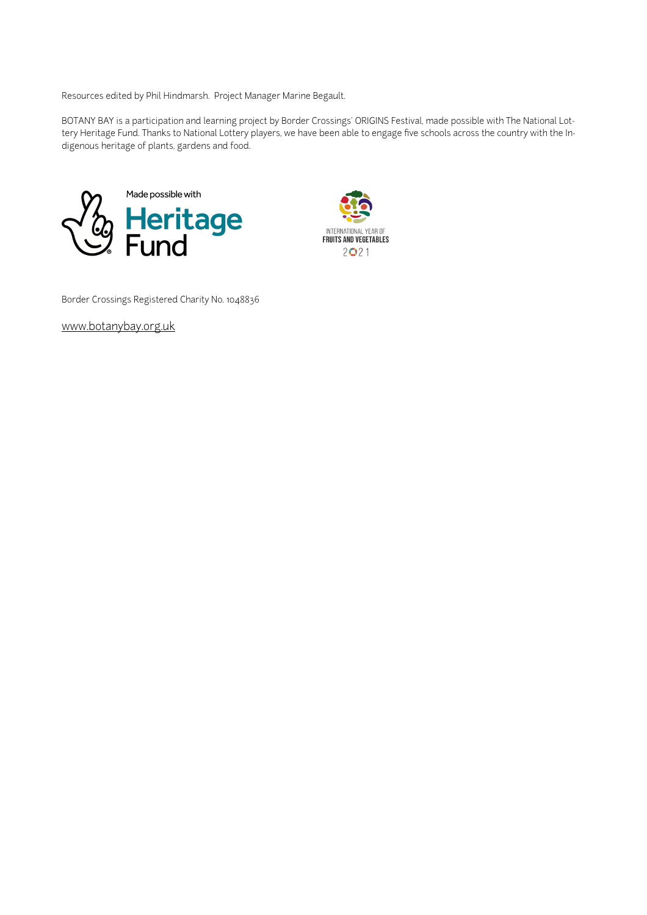Resources edited by Phil Hindmarsh. Project Manager Marine Begault.

BOTANY BAY is a participation and learning project by Border Crossings' ORIGINS Festival, made possible with The National Lottery Heritage Fund. Thanks to National Lottery players, we have been able to engage five schools across the country with the Indigenous heritage of plants, gardens and food.

Made possible with Heritage Fund

INTERNATIONAL YEAR OF FRUITS AND VEGETABLES 2021

Border Crossings Registered Charity No. 1048836

www.botanybay.org.uk